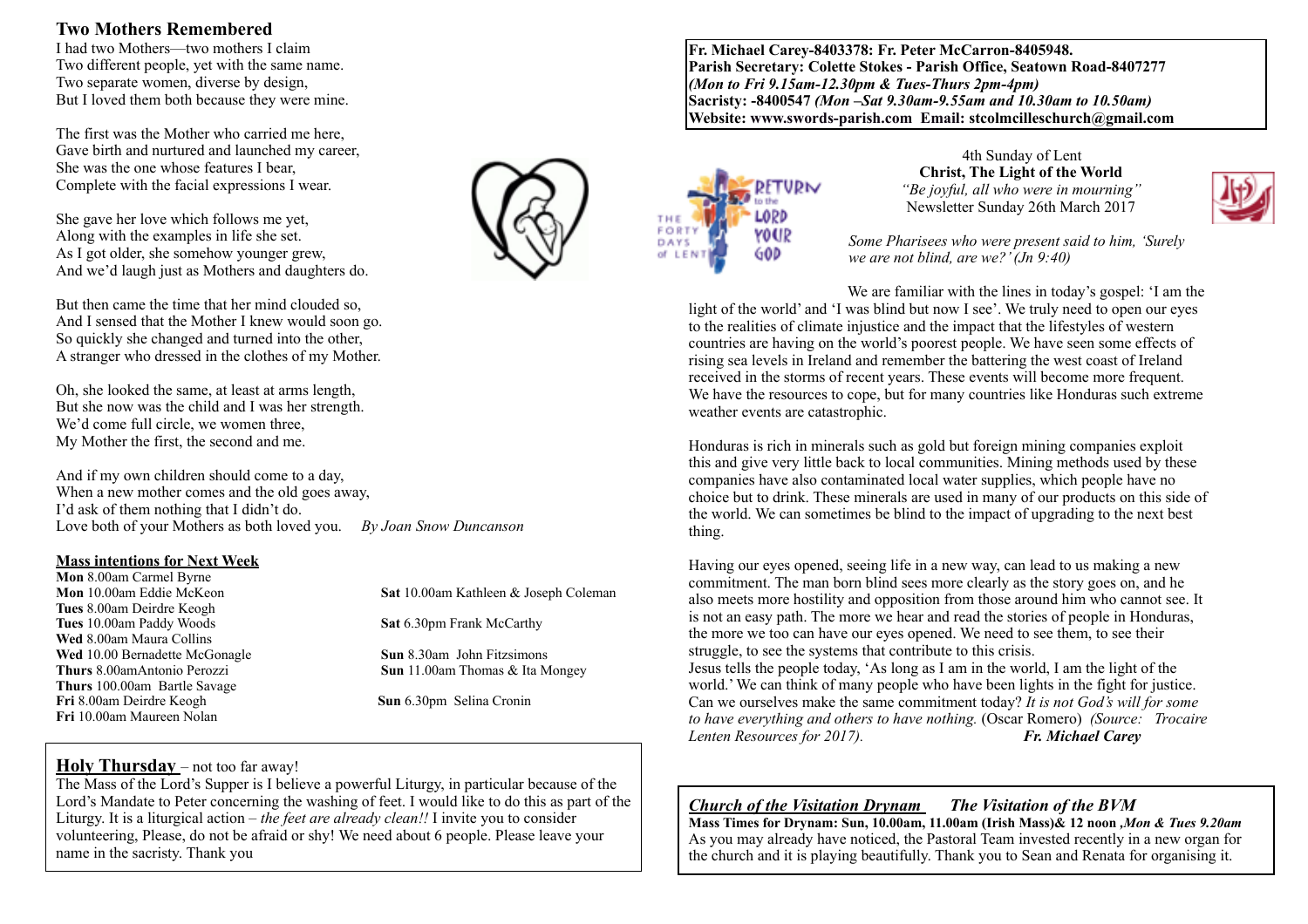## Two Mothers Remembered

I had two Mothers—two mothers I claim
Two different people, yet with the same name.
Two separate women, diverse by design,
But I loved them both because they were mine.

The first was the Mother who carried me here,
Gave birth and nurtured and launched my career,
She was the one whose features I bear,
Complete with the facial expressions I wear.

She gave her love which follows me yet,
Along with the examples in life she set.
As I got older, she somehow younger grew,
And we'd laugh just as Mothers and daughters do.

But then came the time that her mind clouded so,
And I sensed that the Mother I knew would soon go.
So quickly she changed and turned into the other,
A stranger who dressed in the clothes of my Mother.

Oh, she looked the same, at least at arms length,
But she now was the child and I was her strength.
We'd come full circle, we women three,
My Mother the first, the second and me.

And if my own children should come to a day,
When a new mother comes and the old goes away,
I'd ask of them nothing that I didn't do.
Love both of your Mothers as both loved you. *By Joan Snow Duncanson*

### Mass intentions for Next Week

**Mon** 8.00am Carmel Byrne
**Mon** 10.00am Eddie McKeon
**Tues** 8.00am Deirdre Keogh
**Tues** 10.00am Paddy Woods
**Wed** 8.00am Maura Collins
**Wed** 10.00 Bernadette McGonagle
**Thurs** 8.00amAntonio Perozzi
**Thurs** 100.00am Bartle Savage
**Fri** 8.00am Deirdre Keogh
**Fri** 10.00am Maureen Nolan

**Sat** 10.00am Kathleen & Joseph Coleman
**Sat** 6.30pm Frank McCarthy
**Sun** 8.30am John Fitzsimons
**Sun** 11.00am Thomas & Ita Mongey
**Sun** 6.30pm Selina Cronin

### Holy Thursday – not too far away!

The Mass of the Lord's Supper is I believe a powerful Liturgy, in particular because of the Lord's Mandate to Peter concerning the washing of feet. I would like to do this as part of the Liturgy. It is a liturgical action – *the feet are already clean!!* I invite you to consider volunteering, Please, do not be afraid or shy! We need about 6 people. Please leave your name in the sacristy. Thank you

**Fr. Michael Carey-8403378: Fr. Peter McCarron-8405948.**
**Parish Secretary: Colette Stokes - Parish Office, Seatown Road-8407277**
***(Mon to Fri 9.15am-12.30pm & Tues-Thurs 2pm-4pm)***
**Sacristy: -8400547** ***(Mon –Sat 9.30am-9.55am and 10.30am to 10.50am)***
**Website: www.swords-parish.com Email: stcolmcilleschurch@gmail.com**

4th Sunday of Lent
**Christ, The Light of the World**
*"Be joyful, all who were in mourning"*
Newsletter Sunday 26th March 2017

*Some Pharisees who were present said to him, 'Surely we are not blind, are we?' (Jn 9:40)*

We are familiar with the lines in today's gospel: 'I am the light of the world' and 'I was blind but now I see'. We truly need to open our eyes to the realities of climate injustice and the impact that the lifestyles of western countries are having on the world's poorest people. We have seen some effects of rising sea levels in Ireland and remember the battering the west coast of Ireland received in the storms of recent years. These events will become more frequent. We have the resources to cope, but for many countries like Honduras such extreme weather events are catastrophic.

Honduras is rich in minerals such as gold but foreign mining companies exploit this and give very little back to local communities. Mining methods used by these companies have also contaminated local water supplies, which people have no choice but to drink. These minerals are used in many of our products on this side of the world. We can sometimes be blind to the impact of upgrading to the next best thing.

Having our eyes opened, seeing life in a new way, can lead to us making a new commitment. The man born blind sees more clearly as the story goes on, and he also meets more hostility and opposition from those around him who cannot see. It is not an easy path. The more we hear and read the stories of people in Honduras, the more we too can have our eyes opened. We need to see them, to see their struggle, to see the systems that contribute to this crisis.
Jesus tells the people today, 'As long as I am in the world, I am the light of the world.' We can think of many people who have been lights in the fight for justice. Can we ourselves make the same commitment today? *It is not God's will for some to have everything and others to have nothing.* (Oscar Romero) *(Source: Trocaire Lenten Resources for 2017).* ***Fr. Michael Carey***

### *Church of the Visitation Drynam* *The Visitation of the BVM*

**Mass Times for Drynam: Sun, 10.00am, 11.00am (Irish Mass)& 12 noon *,Mon & Tues 9.20am***
As you may already have noticed, the Pastoral Team invested recently in a new organ for the church and it is playing beautifully. Thank you to Sean and Renata for organising it.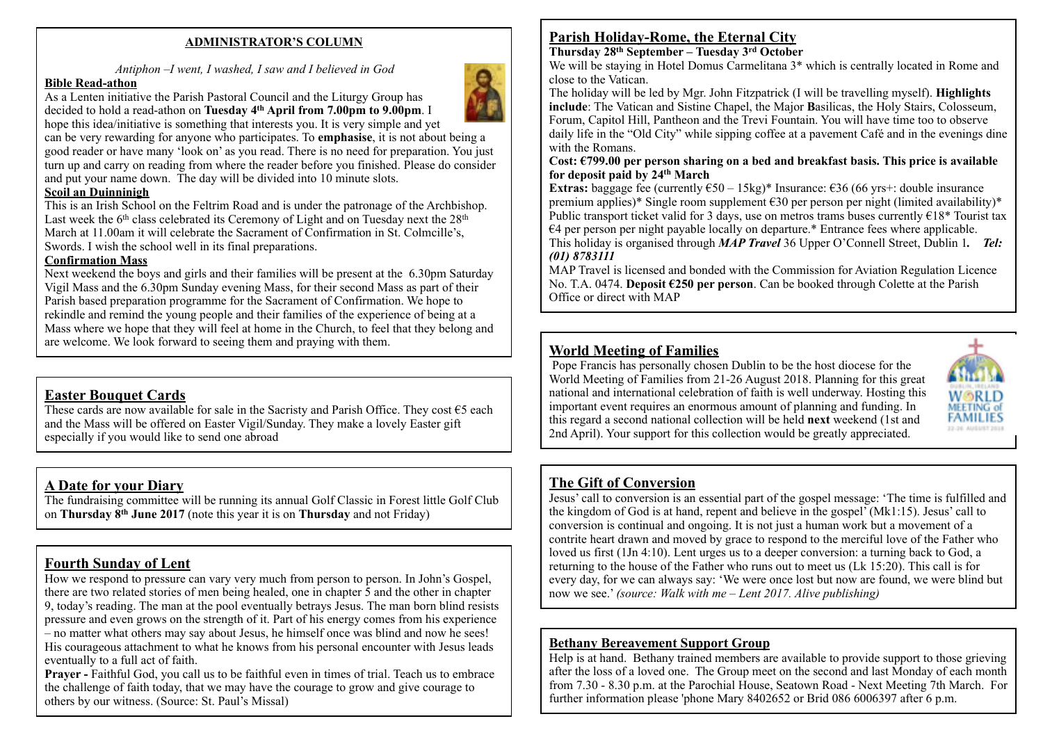## ADMINISTRATOR'S COLUMN

*Antiphon –I went, I washed, I saw and I believed in God*

**Bible Read-athon**

As a Lenten initiative the Parish Pastoral Council and the Liturgy Group has decided to hold a read-athon on **Tuesday 4th April from 7.00pm to 9.00pm**. I hope this idea/initiative is something that interests you. It is very simple and yet can be very rewarding for anyone who participates. To **emphasise**, it is not about being a good reader or have many 'look on' as you read. There is no need for preparation. You just turn up and carry on reading from where the reader before you finished. Please do consider and put your name down. The day will be divided into 10 minute slots.

**Scoil an Duinninigh**

This is an Irish School on the Feltrim Road and is under the patronage of the Archbishop. Last week the 6th class celebrated its Ceremony of Light and on Tuesday next the 28th March at 11.00am it will celebrate the Sacrament of Confirmation in St. Colmcille's, Swords. I wish the school well in its final preparations.

**Confirmation Mass**

Next weekend the boys and girls and their families will be present at the 6.30pm Saturday Vigil Mass and the 6.30pm Sunday evening Mass, for their second Mass as part of their Parish based preparation programme for the Sacrament of Confirmation. We hope to rekindle and remind the young people and their families of the experience of being at a Mass where we hope that they will feel at home in the Church, to feel that they belong and are welcome. We look forward to seeing them and praying with them.

## Easter Bouquet Cards

These cards are now available for sale in the Sacristy and Parish Office. They cost €5 each and the Mass will be offered on Easter Vigil/Sunday. They make a lovely Easter gift especially if you would like to send one abroad

## A Date for your Diary

The fundraising committee will be running its annual Golf Classic in Forest little Golf Club on **Thursday 8th June 2017** (note this year it is on **Thursday** and not Friday)

## Fourth Sunday of Lent

How we respond to pressure can vary very much from person to person. In John's Gospel, there are two related stories of men being healed, one in chapter 5 and the other in chapter 9, today's reading. The man at the pool eventually betrays Jesus. The man born blind resists pressure and even grows on the strength of it. Part of his energy comes from his experience – no matter what others may say about Jesus, he himself once was blind and now he sees! His courageous attachment to what he knows from his personal encounter with Jesus leads eventually to a full act of faith.

**Prayer -** Faithful God, you call us to be faithful even in times of trial. Teach us to embrace the challenge of faith today, that we may have the courage to grow and give courage to others by our witness. (Source: St. Paul's Missal)

## Parish Holiday-Rome, the Eternal City

**Thursday 28th September – Tuesday 3rd October**

We will be staying in Hotel Domus Carmelitana 3* which is centrally located in Rome and close to the Vatican.

The holiday will be led by Mgr. John Fitzpatrick (I will be travelling myself). **Highlights include**: The Vatican and Sistine Chapel, the Major **B**asilicas, the Holy Stairs, Colosseum, Forum, Capitol Hill, Pantheon and the Trevi Fountain. You will have time too to observe daily life in the "Old City" while sipping coffee at a pavement Café and in the evenings dine with the Romans.

**Cost: €799.00 per person sharing on a bed and breakfast basis. This price is available for deposit paid by 24th March**

**Extras:** baggage fee (currently €50 – 15kg)* Insurance: €36 (66 yrs+: double insurance premium applies)* Single room supplement €30 per person per night (limited availability)* Public transport ticket valid for 3 days, use on metros trams buses currently €18* Tourist tax €4 per person per night payable locally on departure.* Entrance fees where applicable.

This holiday is organised through ***MAP Travel*** 36 Upper O'Connell Street, Dublin 1**.** ***Tel: (01) 8783111***

MAP Travel is licensed and bonded with the Commission for Aviation Regulation Licence No. T.A. 0474. **Deposit €250 per person**. Can be booked through Colette at the Parish Office or direct with MAP

## World Meeting of Families

Pope Francis has personally chosen Dublin to be the host diocese for the World Meeting of Families from 21-26 August 2018. Planning for this great national and international celebration of faith is well underway. Hosting this important event requires an enormous amount of planning and funding. In this regard a second national collection will be held **next** weekend (1st and 2nd April). Your support for this collection would be greatly appreciated.

## The Gift of Conversion

Jesus' call to conversion is an essential part of the gospel message: 'The time is fulfilled and the kingdom of God is at hand, repent and believe in the gospel' (Mk1:15). Jesus' call to conversion is continual and ongoing. It is not just a human work but a movement of a contrite heart drawn and moved by grace to respond to the merciful love of the Father who loved us first (1Jn 4:10). Lent urges us to a deeper conversion: a turning back to God, a returning to the house of the Father who runs out to meet us (Lk 15:20). This call is for every day, for we can always say: 'We were once lost but now are found, we were blind but now we see.' *(source: Walk with me – Lent 2017. Alive publishing)*

## Bethany Bereavement Support Group

Help is at hand. Bethany trained members are available to provide support to those grieving after the loss of a loved one. The Group meet on the second and last Monday of each month from 7.30 - 8.30 p.m. at the Parochial House, Seatown Road - Next Meeting 7th March. For further information please 'phone Mary 8402652 or Brid 086 6006397 after 6 p.m.